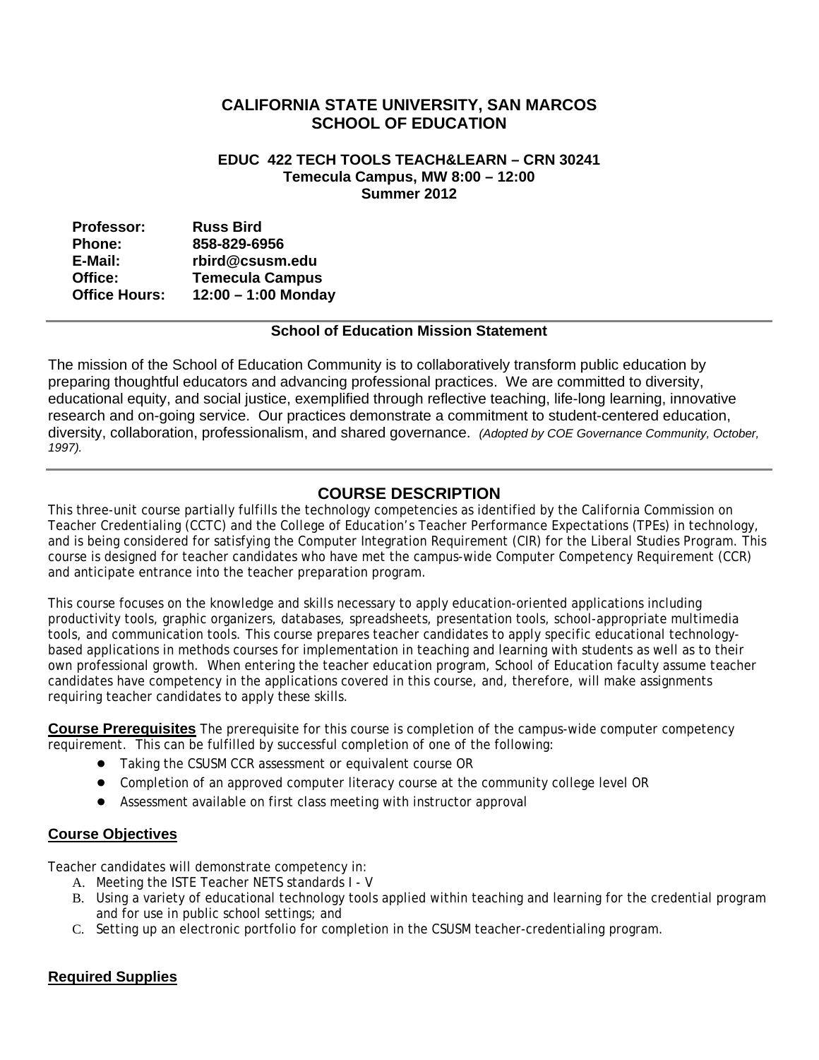# CALIFORNIA STATE UNIVERSITY, SAN MARCOS
# SCHOOL OF EDUCATION

### EDUC 422 TECH TOOLS TEACH&LEARN – CRN 30241
### Temecula Campus, MW 8:00 – 12:00
### Summer 2012

**Professor:** **Russ Bird**
**Phone:** **858-829-6956**
**E-Mail:** **rbird@csusm.edu**
**Office:** **Temecula Campus**
**Office Hours:** **12:00 – 1:00 Monday**

---

**School of Education Mission Statement**

The mission of the School of Education Community is to collaboratively transform public education by preparing thoughtful educators and advancing professional practices. We are committed to diversity, educational equity, and social justice, exemplified through reflective teaching, life-long learning, innovative research and on-going service. Our practices demonstrate a commitment to student-centered education, diversity, collaboration, professionalism, and shared governance. *(Adopted by COE Governance Community, October, 1997).*

---

## COURSE DESCRIPTION

This three-unit course partially fulfills the technology competencies as identified by the California Commission on Teacher Credentialing (CCTC) and the College of Education's Teacher Performance Expectations (TPEs) in technology, and is being considered for satisfying the Computer Integration Requirement (CIR) for the Liberal Studies Program. This course is designed for teacher candidates who have met the campus-wide Computer Competency Requirement (CCR) and anticipate entrance into the teacher preparation program.

This course focuses on the knowledge and skills necessary to apply education-oriented applications including productivity tools, graphic organizers, databases, spreadsheets, presentation tools, school-appropriate multimedia tools, and communication tools. This course prepares teacher candidates to apply specific educational technology-based applications in methods courses for implementation in teaching and learning with students as well as to their own professional growth. When entering the teacher education program, School of Education faculty assume teacher candidates have competency in the applications covered in this course, and, therefore, will make assignments requiring teacher candidates to apply these skills.

**Course Prerequisites** The prerequisite for this course is completion of the campus-wide computer competency requirement. This can be fulfilled by successful completion of one of the following:

- Taking the CSUSM CCR assessment or equivalent course OR
- Completion of an approved computer literacy course at the community college level OR
- Assessment available on first class meeting with instructor approval

### Course Objectives

Teacher candidates will demonstrate competency in:

A. Meeting the ISTE Teacher NETS standards I - V
B. Using a variety of educational technology tools applied within teaching and learning for the credential program and for use in public school settings; and
C. Setting up an electronic portfolio for completion in the CSUSM teacher-credentialing program.

### Required Supplies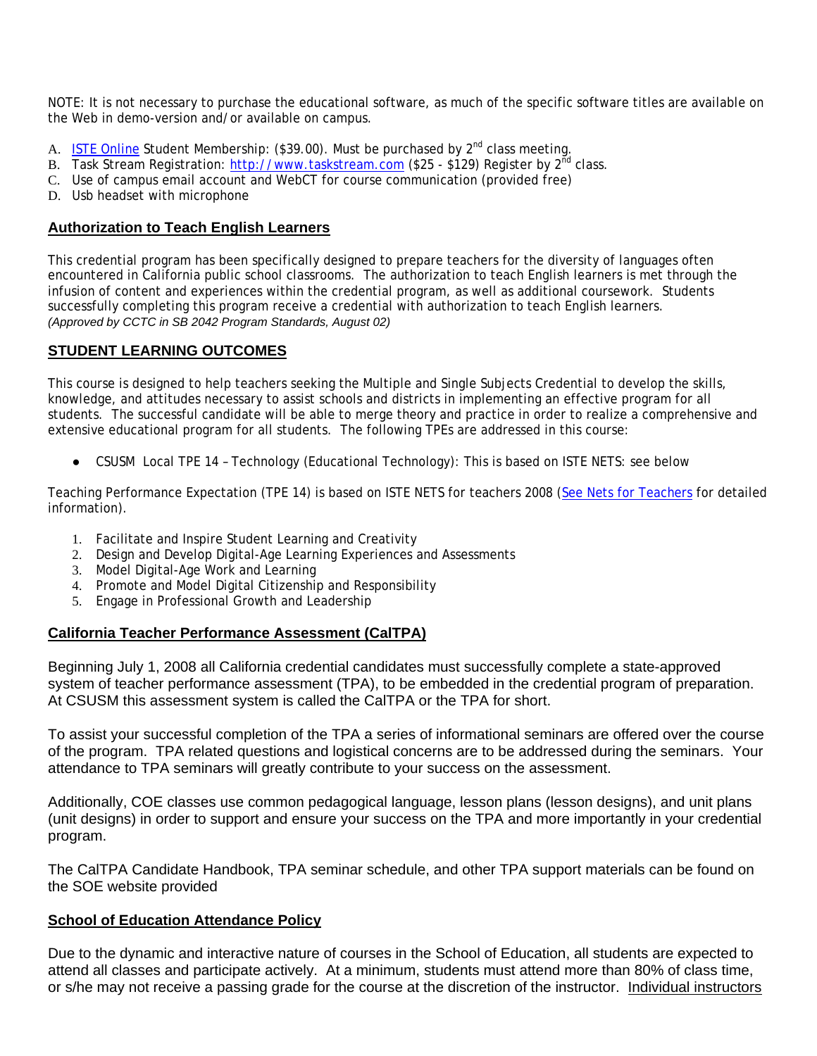NOTE: It is not necessary to purchase the educational software, as much of the specific software titles are available on the Web in demo-version and/or available on campus.

A. ISTE Online Student Membership: ($39.00). Must be purchased by 2nd class meeting.
B. Task Stream Registration: http://www.taskstream.com ($25 - $129) Register by 2nd class.
C. Use of campus email account and WebCT for course communication (provided free)
D. Usb headset with microphone

## Authorization to Teach English Learners

This credential program has been specifically designed to prepare teachers for the diversity of languages often encountered in California public school classrooms. The authorization to teach English learners is met through the infusion of content and experiences within the credential program, as well as additional coursework. Students successfully completing this program receive a credential with authorization to teach English learners.
*(Approved by CCTC in SB 2042 Program Standards, August 02)*

## STUDENT LEARNING OUTCOMES

This course is designed to help teachers seeking the Multiple and Single Subjects Credential to develop the skills, knowledge, and attitudes necessary to assist schools and districts in implementing an effective program for all students. The successful candidate will be able to merge theory and practice in order to realize a comprehensive and extensive educational program for all students. The following TPEs are addressed in this course:

- CSUSM Local TPE 14 – Technology (Educational Technology): This is based on ISTE NETS: see below

Teaching Performance Expectation (TPE 14) is based on ISTE NETS for teachers 2008 (See Nets for Teachers for detailed information).

1. Facilitate and Inspire Student Learning and Creativity
2. Design and Develop Digital-Age Learning Experiences and Assessments
3. Model Digital-Age Work and Learning
4. Promote and Model Digital Citizenship and Responsibility
5. Engage in Professional Growth and Leadership

## California Teacher Performance Assessment (CalTPA)

Beginning July 1, 2008 all California credential candidates must successfully complete a state-approved system of teacher performance assessment (TPA), to be embedded in the credential program of preparation. At CSUSM this assessment system is called the CalTPA or the TPA for short.

To assist your successful completion of the TPA a series of informational seminars are offered over the course of the program. TPA related questions and logistical concerns are to be addressed during the seminars. Your attendance to TPA seminars will greatly contribute to your success on the assessment.

Additionally, COE classes use common pedagogical language, lesson plans (lesson designs), and unit plans (unit designs) in order to support and ensure your success on the TPA and more importantly in your credential program.

The CalTPA Candidate Handbook, TPA seminar schedule, and other TPA support materials can be found on the SOE website provided

## School of Education Attendance Policy

Due to the dynamic and interactive nature of courses in the School of Education, all students are expected to attend all classes and participate actively. At a minimum, students must attend more than 80% of class time, or s/he may not receive a passing grade for the course at the discretion of the instructor. Individual instructors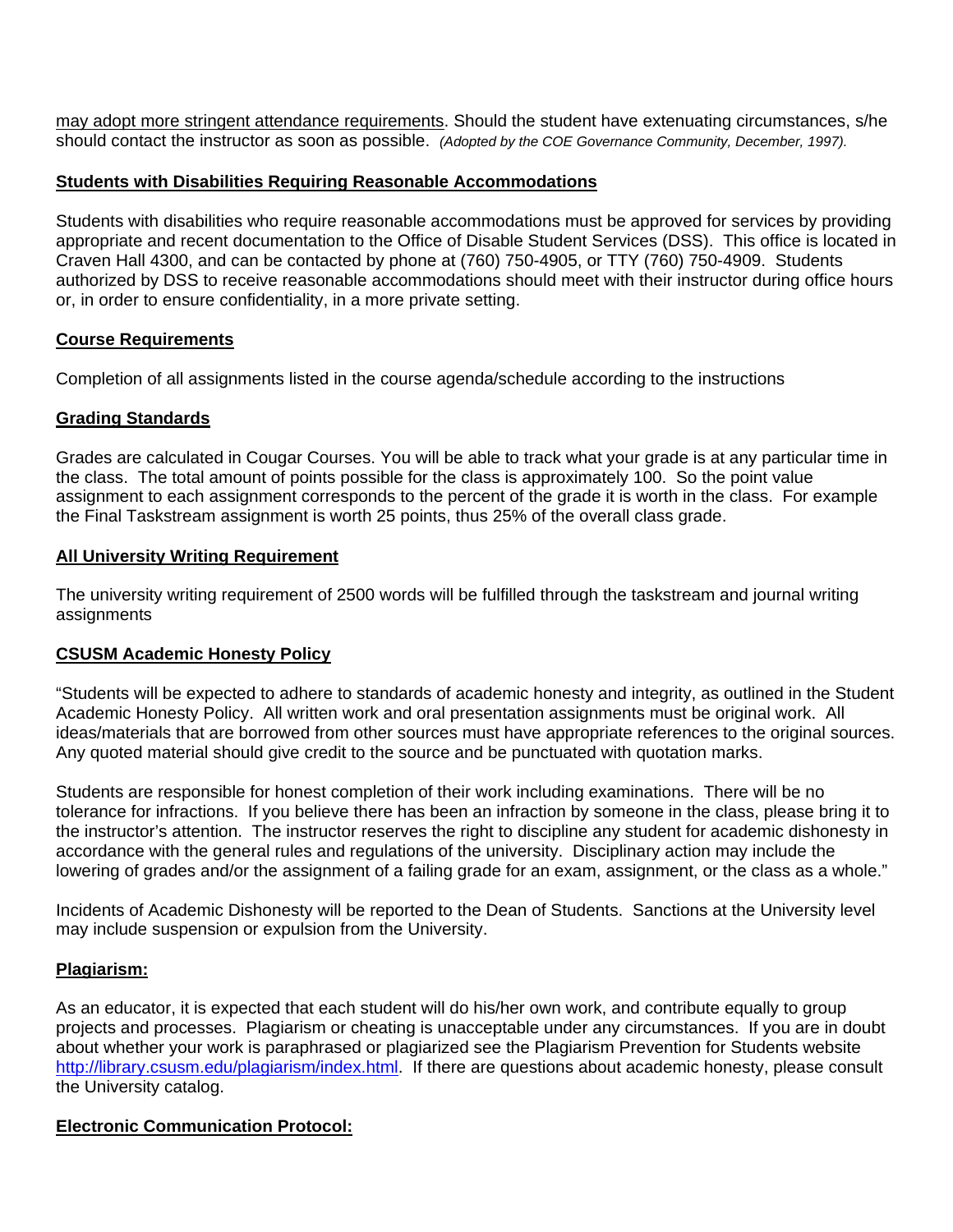may adopt more stringent attendance requirements. Should the student have extenuating circumstances, s/he should contact the instructor as soon as possible. *(Adopted by the COE Governance Community, December, 1997).*

## Students with Disabilities Requiring Reasonable Accommodations

Students with disabilities who require reasonable accommodations must be approved for services by providing appropriate and recent documentation to the Office of Disable Student Services (DSS). This office is located in Craven Hall 4300, and can be contacted by phone at (760) 750-4905, or TTY (760) 750-4909. Students authorized by DSS to receive reasonable accommodations should meet with their instructor during office hours or, in order to ensure confidentiality, in a more private setting.

## Course Requirements

Completion of all assignments listed in the course agenda/schedule according to the instructions

## Grading Standards

Grades are calculated in Cougar Courses. You will be able to track what your grade is at any particular time in the class. The total amount of points possible for the class is approximately 100. So the point value assignment to each assignment corresponds to the percent of the grade it is worth in the class. For example the Final Taskstream assignment is worth 25 points, thus 25% of the overall class grade.

## All University Writing Requirement

The university writing requirement of 2500 words will be fulfilled through the taskstream and journal writing assignments

## CSUSM Academic Honesty Policy

"Students will be expected to adhere to standards of academic honesty and integrity, as outlined in the Student Academic Honesty Policy. All written work and oral presentation assignments must be original work. All ideas/materials that are borrowed from other sources must have appropriate references to the original sources. Any quoted material should give credit to the source and be punctuated with quotation marks.

Students are responsible for honest completion of their work including examinations. There will be no tolerance for infractions. If you believe there has been an infraction by someone in the class, please bring it to the instructor's attention. The instructor reserves the right to discipline any student for academic dishonesty in accordance with the general rules and regulations of the university. Disciplinary action may include the lowering of grades and/or the assignment of a failing grade for an exam, assignment, or the class as a whole."

Incidents of Academic Dishonesty will be reported to the Dean of Students. Sanctions at the University level may include suspension or expulsion from the University.

## Plagiarism:

As an educator, it is expected that each student will do his/her own work, and contribute equally to group projects and processes. Plagiarism or cheating is unacceptable under any circumstances. If you are in doubt about whether your work is paraphrased or plagiarized see the Plagiarism Prevention for Students website http://library.csusm.edu/plagiarism/index.html. If there are questions about academic honesty, please consult the University catalog.

## Electronic Communication Protocol: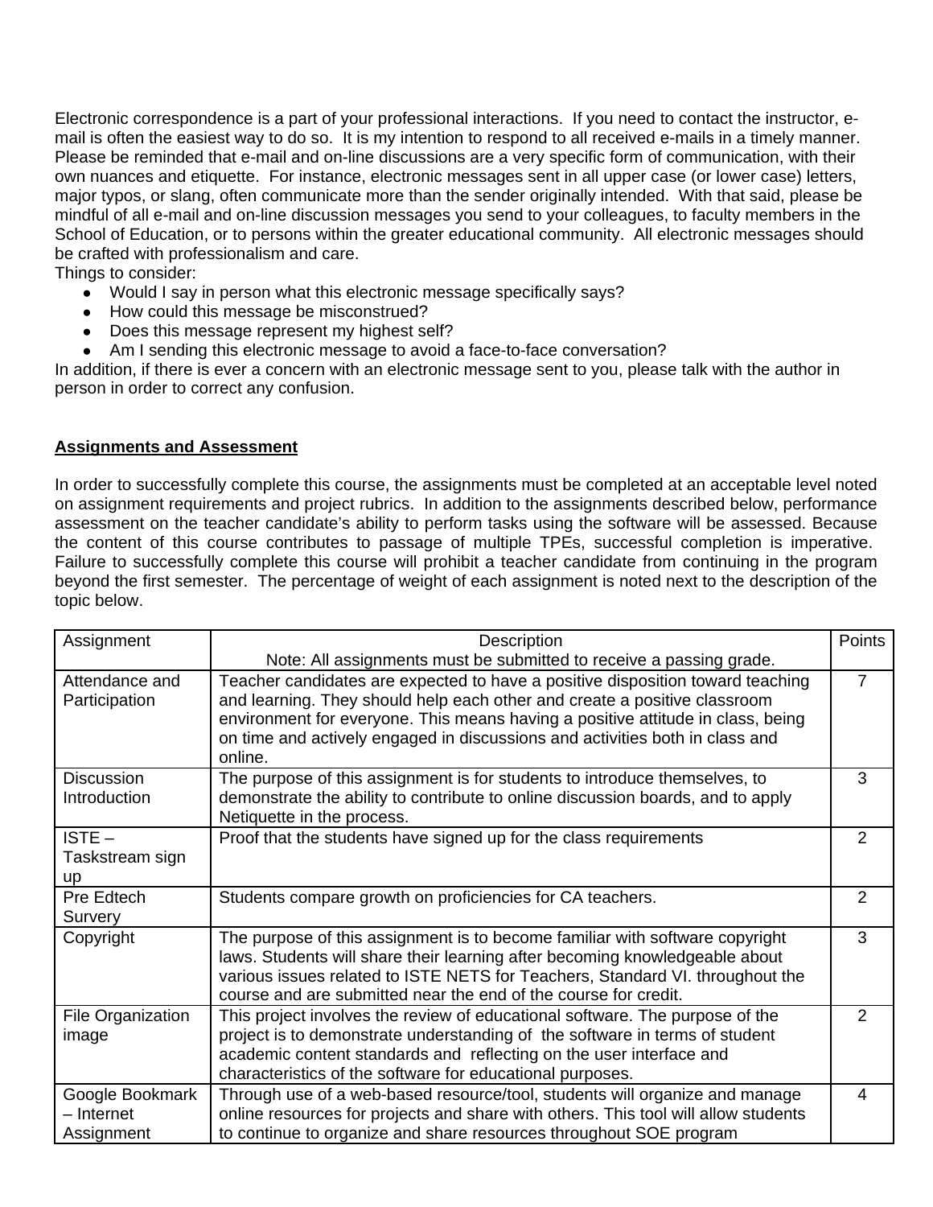Electronic correspondence is a part of your professional interactions. If you need to contact the instructor, e-mail is often the easiest way to do so. It is my intention to respond to all received e-mails in a timely manner. Please be reminded that e-mail and on-line discussions are a very specific form of communication, with their own nuances and etiquette. For instance, electronic messages sent in all upper case (or lower case) letters, major typos, or slang, often communicate more than the sender originally intended. With that said, please be mindful of all e-mail and on-line discussion messages you send to your colleagues, to faculty members in the School of Education, or to persons within the greater educational community. All electronic messages should be crafted with professionalism and care.

Things to consider:

- Would I say in person what this electronic message specifically says?
- How could this message be misconstrued?
- Does this message represent my highest self?
- Am I sending this electronic message to avoid a face-to-face conversation?

In addition, if there is ever a concern with an electronic message sent to you, please talk with the author in person in order to correct any confusion.

**Assignments and Assessment**

In order to successfully complete this course, the assignments must be completed at an acceptable level noted on assignment requirements and project rubrics. In addition to the assignments described below, performance assessment on the teacher candidate's ability to perform tasks using the software will be assessed. Because the content of this course contributes to passage of multiple TPEs, successful completion is imperative. Failure to successfully complete this course will prohibit a teacher candidate from continuing in the program beyond the first semester. The percentage of weight of each assignment is noted next to the description of the topic below.

| Assignment | Description<br>Note: All assignments must be submitted to receive a passing grade. | Points |
|---|---|---|
| Attendance and Participation | Teacher candidates are expected to have a positive disposition toward teaching and learning. They should help each other and create a positive classroom environment for everyone. This means having a positive attitude in class, being on time and actively engaged in discussions and activities both in class and online. | 7 |
| Discussion Introduction | The purpose of this assignment is for students to introduce themselves, to demonstrate the ability to contribute to online discussion boards, and to apply Netiquette in the process. | 3 |
| ISTE – Taskstream sign up | Proof that the students have signed up for the class requirements | 2 |
| Pre Edtech Survery | Students compare growth on proficiencies for CA teachers. | 2 |
| Copyright | The purpose of this assignment is to become familiar with software copyright laws. Students will share their learning after becoming knowledgeable about various issues related to ISTE NETS for Teachers, Standard VI. throughout the course and are submitted near the end of the course for credit. | 3 |
| File Organization image | This project involves the review of educational software. The purpose of the project is to demonstrate understanding of the software in terms of student academic content standards and reflecting on the user interface and characteristics of the software for educational purposes. | 2 |
| Google Bookmark – Internet Assignment | Through use of a web-based resource/tool, students will organize and manage online resources for projects and share with others. This tool will allow students to continue to organize and share resources throughout SOE program | 4 |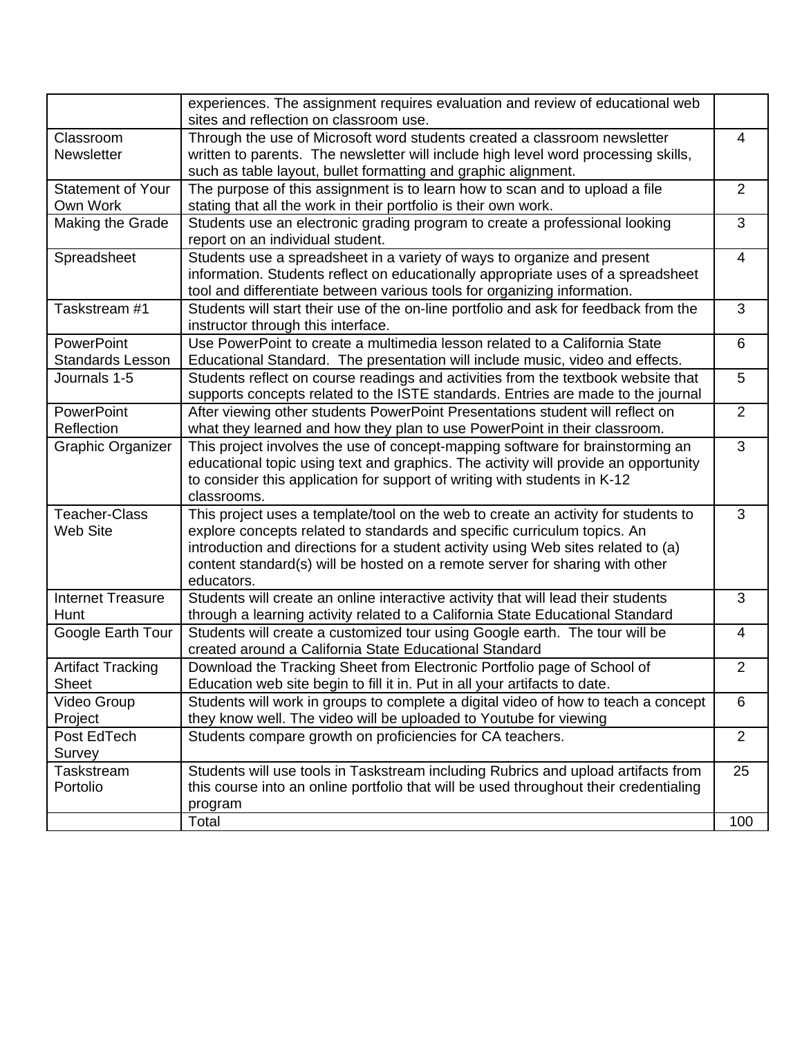| | | |
|---|---|---|
| | experiences. The assignment requires evaluation and review of educational web sites and reflection on classroom use. | |
| Classroom Newsletter | Through the use of Microsoft word students created a classroom newsletter written to parents. The newsletter will include high level word processing skills, such as table layout, bullet formatting and graphic alignment. | 4 |
| Statement of Your Own Work | The purpose of this assignment is to learn how to scan and to upload a file stating that all the work in their portfolio is their own work. | 2 |
| Making the Grade | Students use an electronic grading program to create a professional looking report on an individual student. | 3 |
| Spreadsheet | Students use a spreadsheet in a variety of ways to organize and present information. Students reflect on educationally appropriate uses of a spreadsheet tool and differentiate between various tools for organizing information. | 4 |
| Taskstream #1 | Students will start their use of the on-line portfolio and ask for feedback from the instructor through this interface. | 3 |
| PowerPoint Standards Lesson | Use PowerPoint to create a multimedia lesson related to a California State Educational Standard. The presentation will include music, video and effects. | 6 |
| Journals 1-5 | Students reflect on course readings and activities from the textbook website that supports concepts related to the ISTE standards. Entries are made to the journal | 5 |
| PowerPoint Reflection | After viewing other students PowerPoint Presentations student will reflect on what they learned and how they plan to use PowerPoint in their classroom. | 2 |
| Graphic Organizer | This project involves the use of concept-mapping software for brainstorming an educational topic using text and graphics. The activity will provide an opportunity to consider this application for support of writing with students in K-12 classrooms. | 3 |
| Teacher-Class Web Site | This project uses a template/tool on the web to create an activity for students to explore concepts related to standards and specific curriculum topics. An introduction and directions for a student activity using Web sites related to (a) content standard(s) will be hosted on a remote server for sharing with other educators. | 3 |
| Internet Treasure Hunt | Students will create an online interactive activity that will lead their students through a learning activity related to a California State Educational Standard | 3 |
| Google Earth Tour | Students will create a customized tour using Google earth. The tour will be created around a California State Educational Standard | 4 |
| Artifact Tracking Sheet | Download the Tracking Sheet from Electronic Portfolio page of School of Education web site begin to fill it in. Put in all your artifacts to date. | 2 |
| Video Group Project | Students will work in groups to complete a digital video of how to teach a concept they know well. The video will be uploaded to Youtube for viewing | 6 |
| Post EdTech Survey | Students compare growth on proficiencies for CA teachers. | 2 |
| Taskstream Portolio | Students will use tools in Taskstream including Rubrics and upload artifacts from this course into an online portfolio that will be used throughout their credentialing program | 25 |
| | Total | 100 |